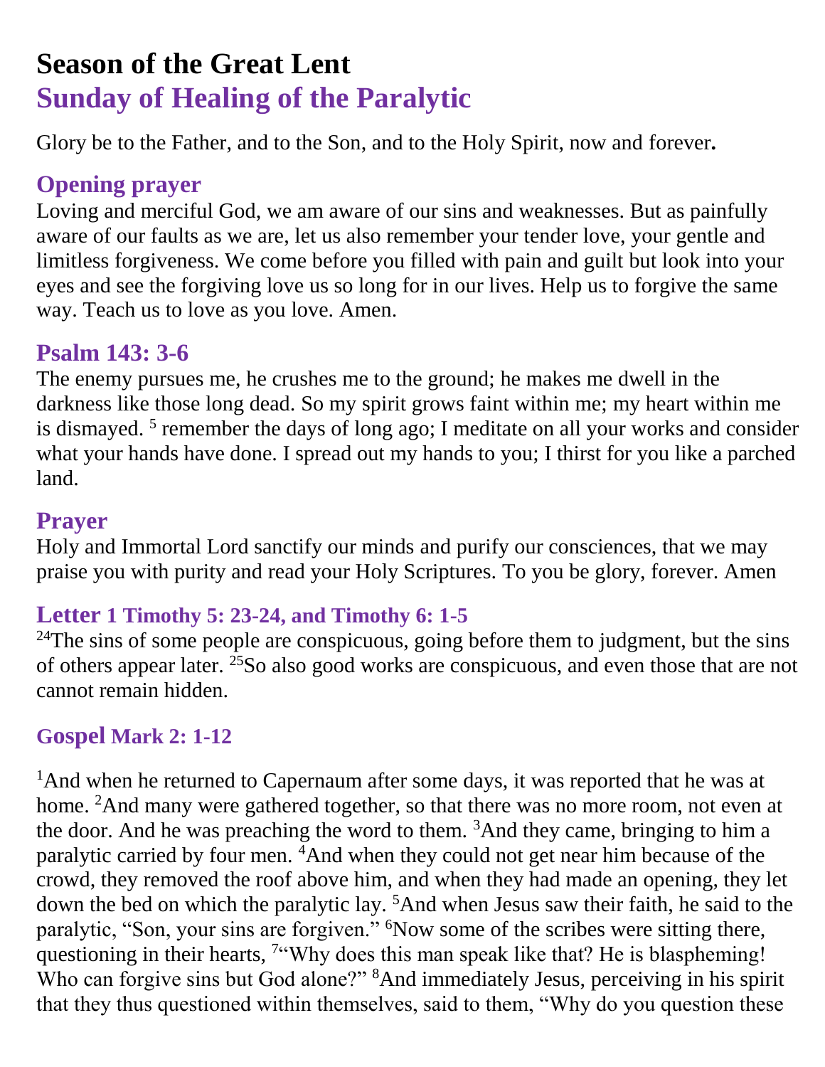# Season of the Great Lent

## Sunday of Healing of the Paralytic

Glory be to the Father, and to the Son, and to the Holy Spirit, now and forever**.**

### Opening prayer

Loving and merciful God, we am aware of our sins and weaknesses. But as painfully aware of our faults as we are, let us also remember your tender love, your gentle and limitless forgiveness. We come before you filled with pain and guilt but look into your eyes and see the forgiving love us so long for in our lives. Help us to forgive the same way. Teach us to love as you love. Amen.

### Psalm 143: 3-6

The enemy pursues me, he crushes me to the ground; he makes me dwell in the darkness like those long dead. So my spirit grows faint within me; my heart within me is dismayed. [5] remember the days of long ago; I meditate on all your works and consider what your hands have done. I spread out my hands to you; I thirst for you like a parched land.

### Prayer

Holy and Immortal Lord sanctify our minds and purify our consciences, that we may praise you with purity and read your Holy Scriptures. To you be glory, forever. Amen

### Letter 1 Timothy 5: 23-24, and Timothy 6: 1-5

[24]The sins of some people are conspicuous, going before them to judgment, but the sins of others appear later. [25]So also good works are conspicuous, and even those that are not cannot remain hidden.

### Gospel Mark 2: 1-12

[1]And when he returned to Capernaum after some days, it was reported that he was at home. [2]And many were gathered together, so that there was no more room, not even at the door. And he was preaching the word to them. [3]And they came, bringing to him a paralytic carried by four men. [4]And when they could not get near him because of the crowd, they removed the roof above him, and when they had made an opening, they let down the bed on which the paralytic lay. [5]And when Jesus saw their faith, he said to the paralytic, “Son, your sins are forgiven.” [6]Now some of the scribes were sitting there, questioning in their hearts, [7]“Why does this man speak like that? He is blaspheming! Who can forgive sins but God alone?” [8]And immediately Jesus, perceiving in his spirit that they thus questioned within themselves, said to them, “Why do you question these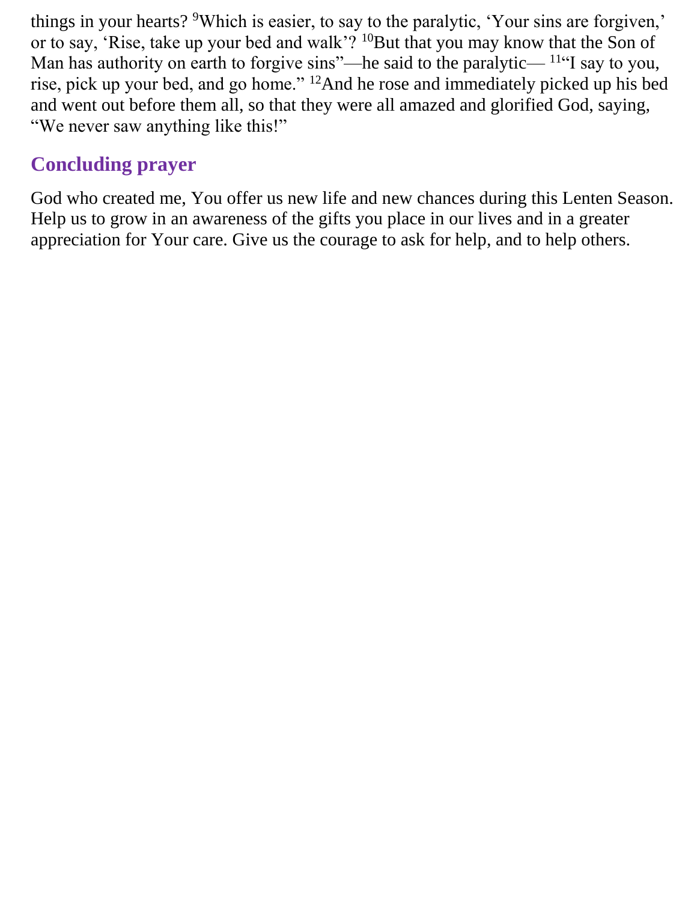things in your hearts? [9]Which is easier, to say to the paralytic, ‘Your sins are forgiven,’ or to say, ‘Rise, take up your bed and walk’? [10]But that you may know that the Son of Man has authority on earth to forgive sins”—he said to the paralytic— [11]“I say to you, rise, pick up your bed, and go home.” [12]And he rose and immediately picked up his bed and went out before them all, so that they were all amazed and glorified God, saying, “We never saw anything like this!”

## Concluding prayer

God who created me, You offer us new life and new chances during this Lenten Season. Help us to grow in an awareness of the gifts you place in our lives and in a greater appreciation for Your care. Give us the courage to ask for help, and to help others.